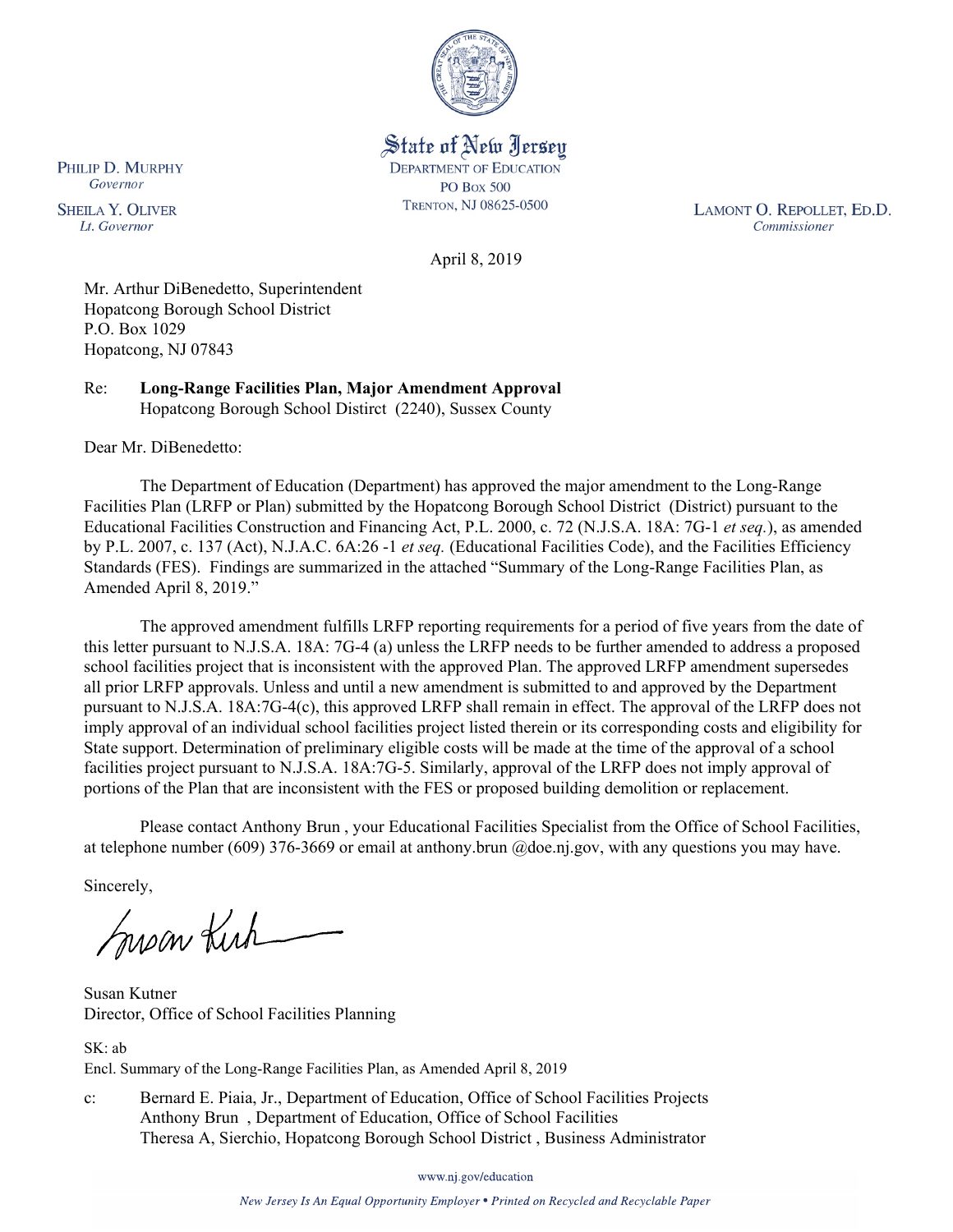State of New Jersey
DEPARTMENT OF EDUCATION
PO Box 500
TRENTON, NJ 08625-0500

PHILIP D. MURPHY
*Governor*

SHEILA Y. OLIVER
*Lt. Governor*

LAMONT O. REPOLLET, ED.D.
*Commissioner*

April 8, 2019

Mr. Arthur DiBenedetto, Superintendent
Hopatcong Borough School District
P.O. Box 1029
Hopatcong, NJ 07843

Re: **Long-Range Facilities Plan, Major Amendment Approval**
Hopatcong Borough School Distirct (2240), Sussex County

Dear Mr. DiBenedetto:

The Department of Education (Department) has approved the major amendment to the Long-Range Facilities Plan (LRFP or Plan) submitted by the Hopatcong Borough School District (District) pursuant to the Educational Facilities Construction and Financing Act, P.L. 2000, c. 72 (N.J.S.A. 18A: 7G-1 *et seq.*), as amended by P.L. 2007, c. 137 (Act), N.J.A.C. 6A:26 -1 *et seq.* (Educational Facilities Code), and the Facilities Efficiency Standards (FES). Findings are summarized in the attached "Summary of the Long-Range Facilities Plan, as Amended April 8, 2019."

The approved amendment fulfills LRFP reporting requirements for a period of five years from the date of this letter pursuant to N.J.S.A. 18A: 7G-4 (a) unless the LRFP needs to be further amended to address a proposed school facilities project that is inconsistent with the approved Plan. The approved LRFP amendment supersedes all prior LRFP approvals. Unless and until a new amendment is submitted to and approved by the Department pursuant to N.J.S.A. 18A:7G-4(c), this approved LRFP shall remain in effect. The approval of the LRFP does not imply approval of an individual school facilities project listed therein or its corresponding costs and eligibility for State support. Determination of preliminary eligible costs will be made at the time of the approval of a school facilities project pursuant to N.J.S.A. 18A:7G-5. Similarly, approval of the LRFP does not imply approval of portions of the Plan that are inconsistent with the FES or proposed building demolition or replacement.

Please contact Anthony Brun , your Educational Facilities Specialist from the Office of School Facilities, at telephone number (609) 376-3669 or email at anthony.brun @doe.nj.gov, with any questions you may have.

Sincerely,

Susan Kutner
Director, Office of School Facilities Planning

SK: ab
Encl. Summary of the Long-Range Facilities Plan, as Amended April 8, 2019

c: Bernard E. Piaia, Jr., Department of Education, Office of School Facilities Projects
Anthony Brun , Department of Education, Office of School Facilities
Theresa A, Sierchio, Hopatcong Borough School District , Business Administrator

www.nj.gov/education

*New Jersey Is An Equal Opportunity Employer • Printed on Recycled and Recyclable Paper*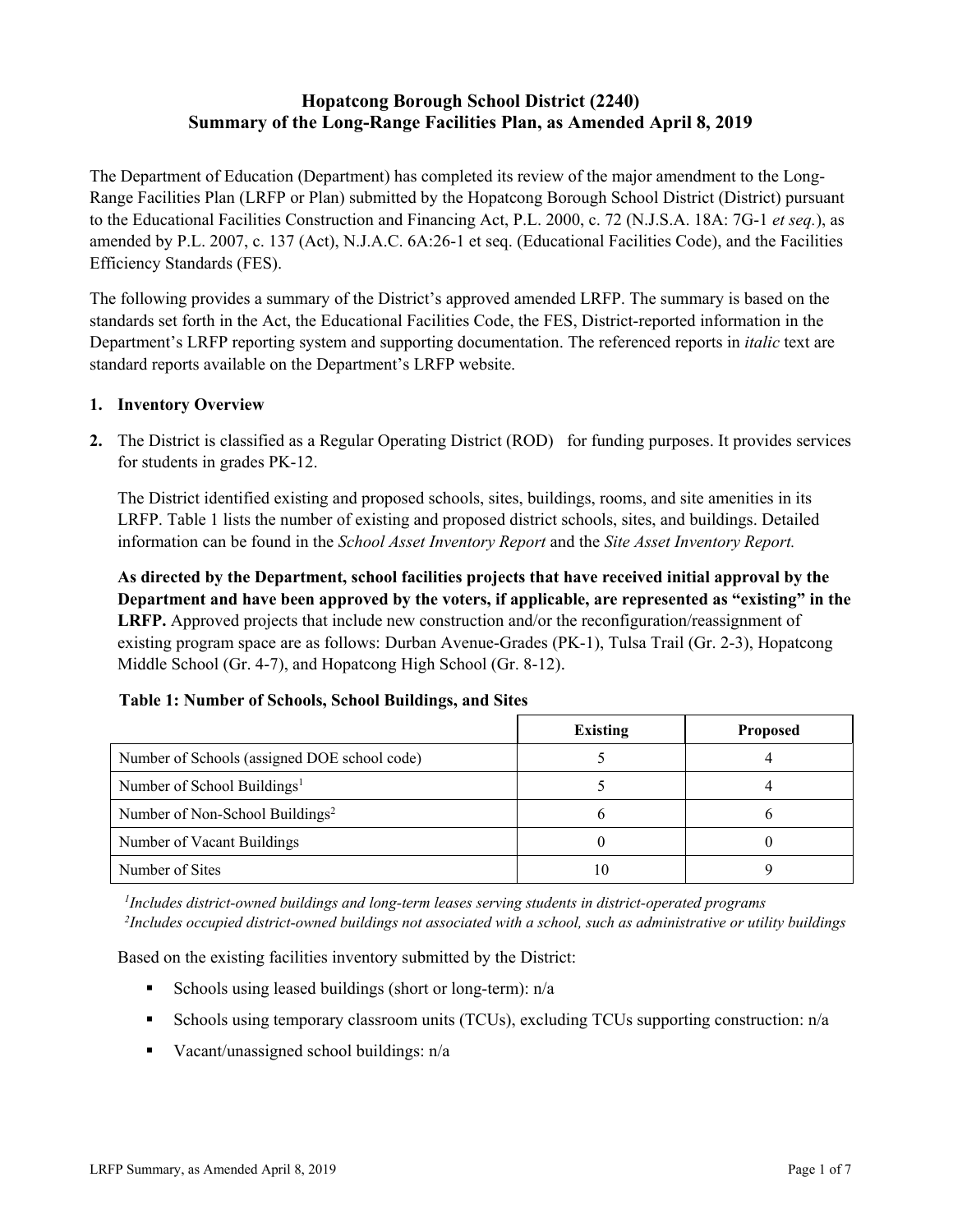# Hopatcong Borough School District (2240)
# Summary of the Long-Range Facilities Plan, as Amended April 8, 2019

The Department of Education (Department) has completed its review of the major amendment to the Long-Range Facilities Plan (LRFP or Plan) submitted by the Hopatcong Borough School District (District) pursuant to the Educational Facilities Construction and Financing Act, P.L. 2000, c. 72 (N.J.S.A. 18A: 7G-1 *et seq.*), as amended by P.L. 2007, c. 137 (Act), N.J.A.C. 6A:26-1 et seq. (Educational Facilities Code), and the Facilities Efficiency Standards (FES).

The following provides a summary of the District's approved amended LRFP. The summary is based on the standards set forth in the Act, the Educational Facilities Code, the FES, District-reported information in the Department's LRFP reporting system and supporting documentation. The referenced reports in *italic* text are standard reports available on the Department's LRFP website.

1. **Inventory Overview**

2. The District is classified as a Regular Operating District (ROD) for funding purposes. It provides services for students in grades PK-12.

   The District identified existing and proposed schools, sites, buildings, rooms, and site amenities in its LRFP. Table 1 lists the number of existing and proposed district schools, sites, and buildings. Detailed information can be found in the *School Asset Inventory Report* and the *Site Asset Inventory Report.*

   **As directed by the Department, school facilities projects that have received initial approval by the Department and have been approved by the voters, if applicable, are represented as "existing" in the LRFP.** Approved projects that include new construction and/or the reconfiguration/reassignment of existing program space are as follows: Durban Avenue-Grades (PK-1), Tulsa Trail (Gr. 2-3), Hopatcong Middle School (Gr. 4-7), and Hopatcong High School (Gr. 8-12).

**Table 1: Number of Schools, School Buildings, and Sites**

| | Existing | Proposed |
|---|---|---|
| Number of Schools (assigned DOE school code) | 5 | 4 |
| Number of School Buildings[1] | 5 | 4 |
| Number of Non-School Buildings[2] | 6 | 6 |
| Number of Vacant Buildings | 0 | 0 |
| Number of Sites | 10 | 9 |

[1]*Includes district-owned buildings and long-term leases serving students in district-operated programs*
[2]*Includes occupied district-owned buildings not associated with a school, such as administrative or utility buildings*

Based on the existing facilities inventory submitted by the District:

- Schools using leased buildings (short or long-term): n/a
- Schools using temporary classroom units (TCUs), excluding TCUs supporting construction: n/a
- Vacant/unassigned school buildings: n/a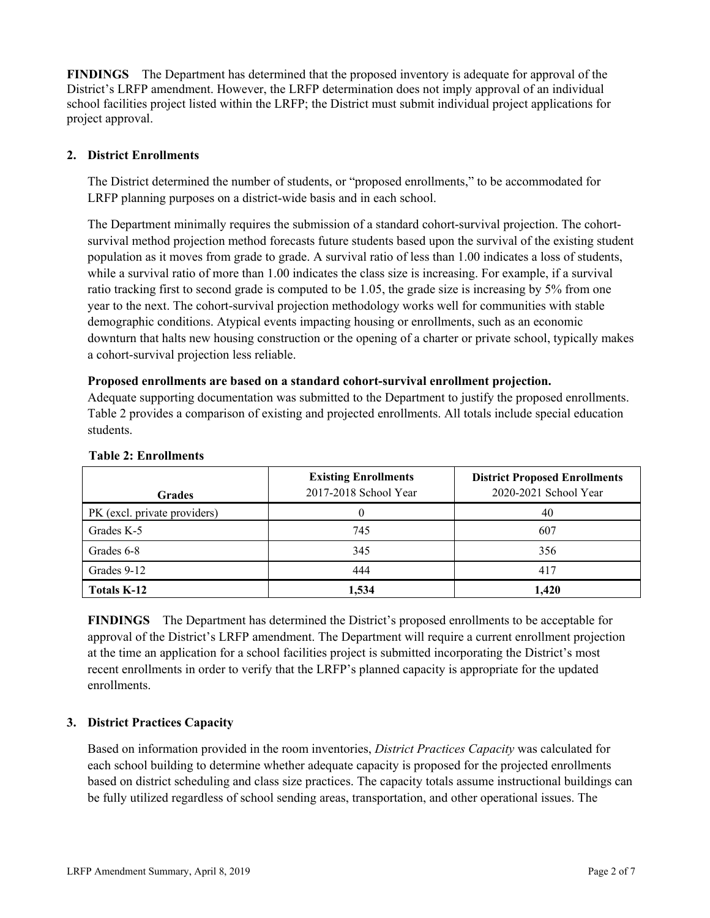**FINDINGS** The Department has determined that the proposed inventory is adequate for approval of the District's LRFP amendment. However, the LRFP determination does not imply approval of an individual school facilities project listed within the LRFP; the District must submit individual project applications for project approval.

## 2. District Enrollments

The District determined the number of students, or "proposed enrollments," to be accommodated for LRFP planning purposes on a district-wide basis and in each school.

The Department minimally requires the submission of a standard cohort-survival projection. The cohort-survival method projection method forecasts future students based upon the survival of the existing student population as it moves from grade to grade. A survival ratio of less than 1.00 indicates a loss of students, while a survival ratio of more than 1.00 indicates the class size is increasing. For example, if a survival ratio tracking first to second grade is computed to be 1.05, the grade size is increasing by 5% from one year to the next. The cohort-survival projection methodology works well for communities with stable demographic conditions. Atypical events impacting housing or enrollments, such as an economic downturn that halts new housing construction or the opening of a charter or private school, typically makes a cohort-survival projection less reliable.

**Proposed enrollments are based on a standard cohort-survival enrollment projection.**
Adequate supporting documentation was submitted to the Department to justify the proposed enrollments. Table 2 provides a comparison of existing and projected enrollments. All totals include special education students.

**Table 2: Enrollments**

| Grades | Existing Enrollments 2017-2018 School Year | District Proposed Enrollments 2020-2021 School Year |
|---|---|---|
| PK (excl. private providers) | 0 | 40 |
| Grades K-5 | 745 | 607 |
| Grades 6-8 | 345 | 356 |
| Grades 9-12 | 444 | 417 |
| **Totals K-12** | **1,534** | **1,420** |

**FINDINGS** The Department has determined the District's proposed enrollments to be acceptable for approval of the District's LRFP amendment. The Department will require a current enrollment projection at the time an application for a school facilities project is submitted incorporating the District's most recent enrollments in order to verify that the LRFP's planned capacity is appropriate for the updated enrollments.

## 3. District Practices Capacity

Based on information provided in the room inventories, *District Practices Capacity* was calculated for each school building to determine whether adequate capacity is proposed for the projected enrollments based on district scheduling and class size practices. The capacity totals assume instructional buildings can be fully utilized regardless of school sending areas, transportation, and other operational issues. The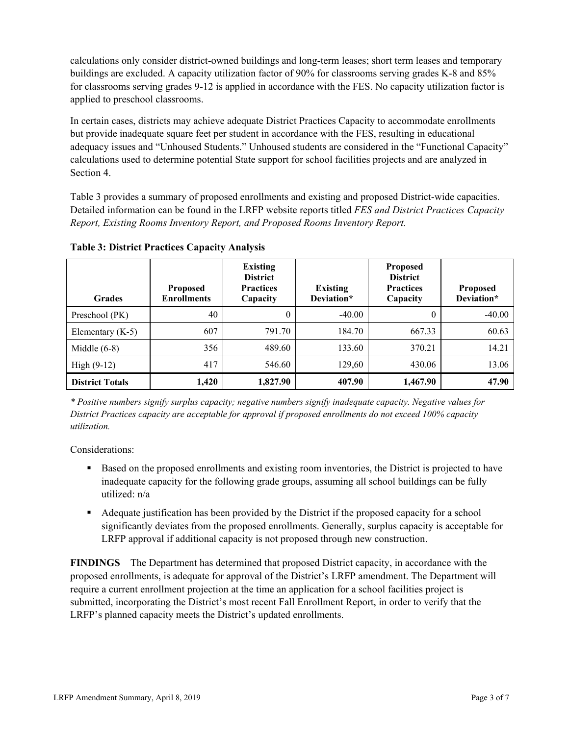calculations only consider district-owned buildings and long-term leases; short term leases and temporary buildings are excluded. A capacity utilization factor of 90% for classrooms serving grades K-8 and 85% for classrooms serving grades 9-12 is applied in accordance with the FES. No capacity utilization factor is applied to preschool classrooms.

In certain cases, districts may achieve adequate District Practices Capacity to accommodate enrollments but provide inadequate square feet per student in accordance with the FES, resulting in educational adequacy issues and "Unhoused Students." Unhoused students are considered in the "Functional Capacity" calculations used to determine potential State support for school facilities projects and are analyzed in Section 4.

Table 3 provides a summary of proposed enrollments and existing and proposed District-wide capacities. Detailed information can be found in the LRFP website reports titled *FES and District Practices Capacity Report, Existing Rooms Inventory Report, and Proposed Rooms Inventory Report.*

**Table 3: District Practices Capacity Analysis**

| Grades | Proposed Enrollments | Existing District Practices Capacity | Existing Deviation* | Proposed District Practices Capacity | Proposed Deviation* |
|---|---|---|---|---|---|
| Preschool (PK) | 40 | 0 | -40.00 | 0 | -40.00 |
| Elementary (K-5) | 607 | 791.70 | 184.70 | 667.33 | 60.63 |
| Middle (6-8) | 356 | 489.60 | 133.60 | 370.21 | 14.21 |
| High (9-12) | 417 | 546.60 | 129,60 | 430.06 | 13.06 |
| **District Totals** | **1,420** | **1,827.90** | **407.90** | **1,467.90** | **47.90** |

*\* Positive numbers signify surplus capacity; negative numbers signify inadequate capacity. Negative values for District Practices capacity are acceptable for approval if proposed enrollments do not exceed 100% capacity utilization.*

Considerations:

- Based on the proposed enrollments and existing room inventories, the District is projected to have inadequate capacity for the following grade groups, assuming all school buildings can be fully utilized: n/a
- Adequate justification has been provided by the District if the proposed capacity for a school significantly deviates from the proposed enrollments. Generally, surplus capacity is acceptable for LRFP approval if additional capacity is not proposed through new construction.

**FINDINGS** The Department has determined that proposed District capacity, in accordance with the proposed enrollments, is adequate for approval of the District's LRFP amendment. The Department will require a current enrollment projection at the time an application for a school facilities project is submitted, incorporating the District's most recent Fall Enrollment Report, in order to verify that the LRFP's planned capacity meets the District's updated enrollments.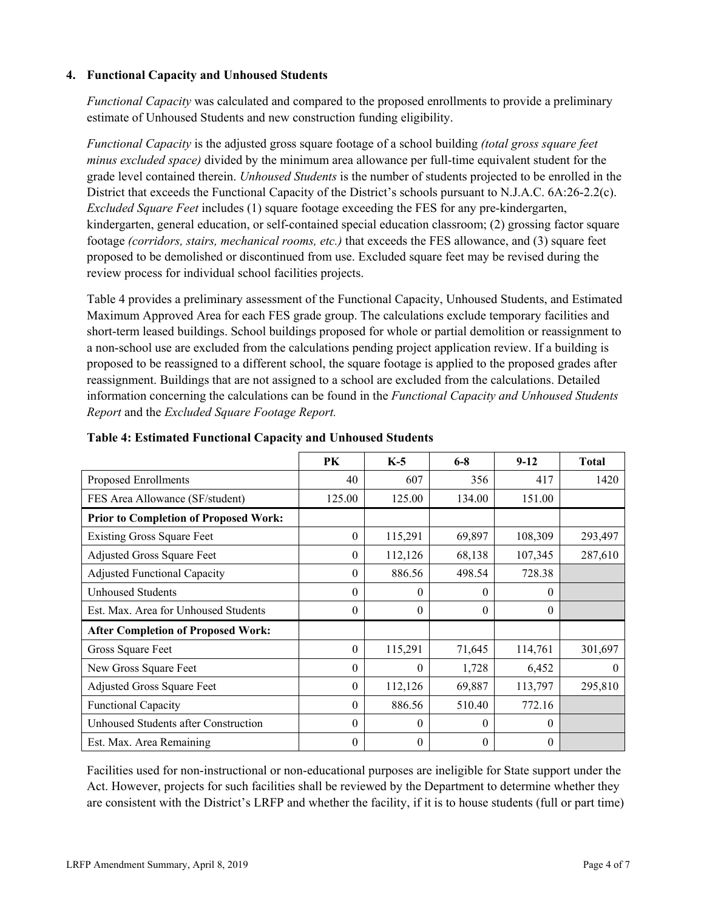### 4. Functional Capacity and Unhoused Students

*Functional Capacity* was calculated and compared to the proposed enrollments to provide a preliminary estimate of Unhoused Students and new construction funding eligibility.

*Functional Capacity* is the adjusted gross square footage of a school building *(total gross square feet minus excluded space)* divided by the minimum area allowance per full-time equivalent student for the grade level contained therein. *Unhoused Students* is the number of students projected to be enrolled in the District that exceeds the Functional Capacity of the District's schools pursuant to N.J.A.C. 6A:26-2.2(c). *Excluded Square Feet* includes (1) square footage exceeding the FES for any pre-kindergarten, kindergarten, general education, or self-contained special education classroom; (2) grossing factor square footage *(corridors, stairs, mechanical rooms, etc.)* that exceeds the FES allowance, and (3) square feet proposed to be demolished or discontinued from use. Excluded square feet may be revised during the review process for individual school facilities projects.

Table 4 provides a preliminary assessment of the Functional Capacity, Unhoused Students, and Estimated Maximum Approved Area for each FES grade group. The calculations exclude temporary facilities and short-term leased buildings. School buildings proposed for whole or partial demolition or reassignment to a non-school use are excluded from the calculations pending project application review. If a building is proposed to be reassigned to a different school, the square footage is applied to the proposed grades after reassignment. Buildings that are not assigned to a school are excluded from the calculations. Detailed information concerning the calculations can be found in the *Functional Capacity and Unhoused Students Report* and the *Excluded Square Footage Report.*

**Table 4: Estimated Functional Capacity and Unhoused Students**

| | PK | K-5 | 6-8 | 9-12 | Total |
|---|---|---|---|---|---|
| Proposed Enrollments | 40 | 607 | 356 | 417 | 1420 |
| FES Area Allowance (SF/student) | 125.00 | 125.00 | 134.00 | 151.00 | |
| **Prior to Completion of Proposed Work:** | | | | | |
| Existing Gross Square Feet | 0 | 115,291 | 69,897 | 108,309 | 293,497 |
| Adjusted Gross Square Feet | 0 | 112,126 | 68,138 | 107,345 | 287,610 |
| Adjusted Functional Capacity | 0 | 886.56 | 498.54 | 728.38 | |
| Unhoused Students | 0 | 0 | 0 | 0 | |
| Est. Max. Area for Unhoused Students | 0 | 0 | 0 | 0 | |
| **After Completion of Proposed Work:** | | | | | |
| Gross Square Feet | 0 | 115,291 | 71,645 | 114,761 | 301,697 |
| New Gross Square Feet | 0 | 0 | 1,728 | 6,452 | 0 |
| Adjusted Gross Square Feet | 0 | 112,126 | 69,887 | 113,797 | 295,810 |
| Functional Capacity | 0 | 886.56 | 510.40 | 772.16 | |
| Unhoused Students after Construction | 0 | 0 | 0 | 0 | |
| Est. Max. Area Remaining | 0 | 0 | 0 | 0 | |

Facilities used for non-instructional or non-educational purposes are ineligible for State support under the Act. However, projects for such facilities shall be reviewed by the Department to determine whether they are consistent with the District's LRFP and whether the facility, if it is to house students (full or part time)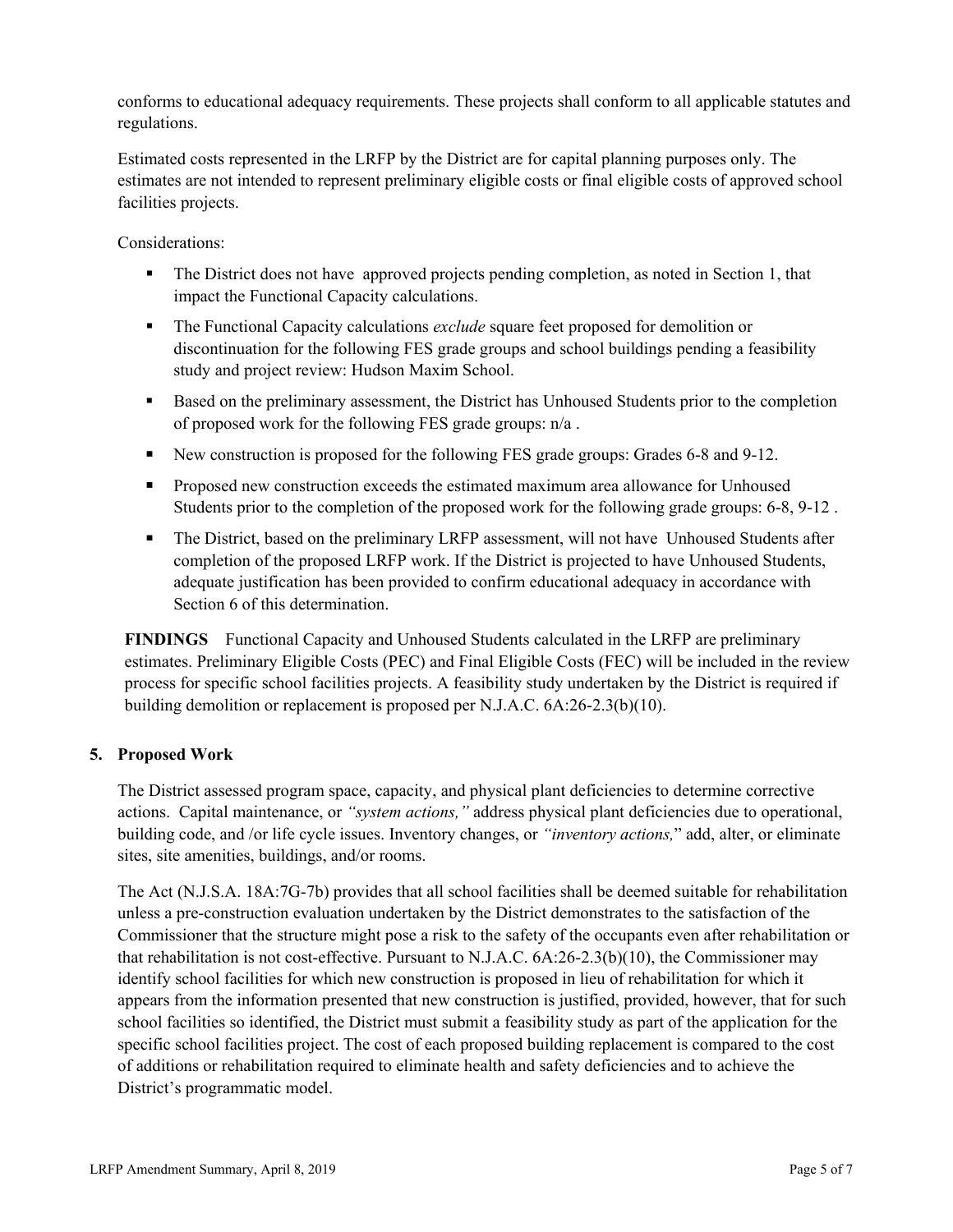conforms to educational adequacy requirements. These projects shall conform to all applicable statutes and regulations.

Estimated costs represented in the LRFP by the District are for capital planning purposes only. The estimates are not intended to represent preliminary eligible costs or final eligible costs of approved school facilities projects.

Considerations:

- The District does not have approved projects pending completion, as noted in Section 1, that impact the Functional Capacity calculations.
- The Functional Capacity calculations *exclude* square feet proposed for demolition or discontinuation for the following FES grade groups and school buildings pending a feasibility study and project review: Hudson Maxim School.
- Based on the preliminary assessment, the District has Unhoused Students prior to the completion of proposed work for the following FES grade groups: n/a .
- New construction is proposed for the following FES grade groups: Grades 6-8 and 9-12.
- Proposed new construction exceeds the estimated maximum area allowance for Unhoused Students prior to the completion of the proposed work for the following grade groups: 6-8, 9-12 .
- The District, based on the preliminary LRFP assessment, will not have Unhoused Students after completion of the proposed LRFP work. If the District is projected to have Unhoused Students, adequate justification has been provided to confirm educational adequacy in accordance with Section 6 of this determination.

**FINDINGS** Functional Capacity and Unhoused Students calculated in the LRFP are preliminary estimates. Preliminary Eligible Costs (PEC) and Final Eligible Costs (FEC) will be included in the review process for specific school facilities projects. A feasibility study undertaken by the District is required if building demolition or replacement is proposed per N.J.A.C. 6A:26-2.3(b)(10).

## 5. Proposed Work

The District assessed program space, capacity, and physical plant deficiencies to determine corrective actions. Capital maintenance, or *"system actions,"* address physical plant deficiencies due to operational, building code, and /or life cycle issues. Inventory changes, or *"inventory actions,"* add, alter, or eliminate sites, site amenities, buildings, and/or rooms.

The Act (N.J.S.A. 18A:7G-7b) provides that all school facilities shall be deemed suitable for rehabilitation unless a pre-construction evaluation undertaken by the District demonstrates to the satisfaction of the Commissioner that the structure might pose a risk to the safety of the occupants even after rehabilitation or that rehabilitation is not cost-effective. Pursuant to N.J.A.C. 6A:26-2.3(b)(10), the Commissioner may identify school facilities for which new construction is proposed in lieu of rehabilitation for which it appears from the information presented that new construction is justified, provided, however, that for such school facilities so identified, the District must submit a feasibility study as part of the application for the specific school facilities project. The cost of each proposed building replacement is compared to the cost of additions or rehabilitation required to eliminate health and safety deficiencies and to achieve the District's programmatic model.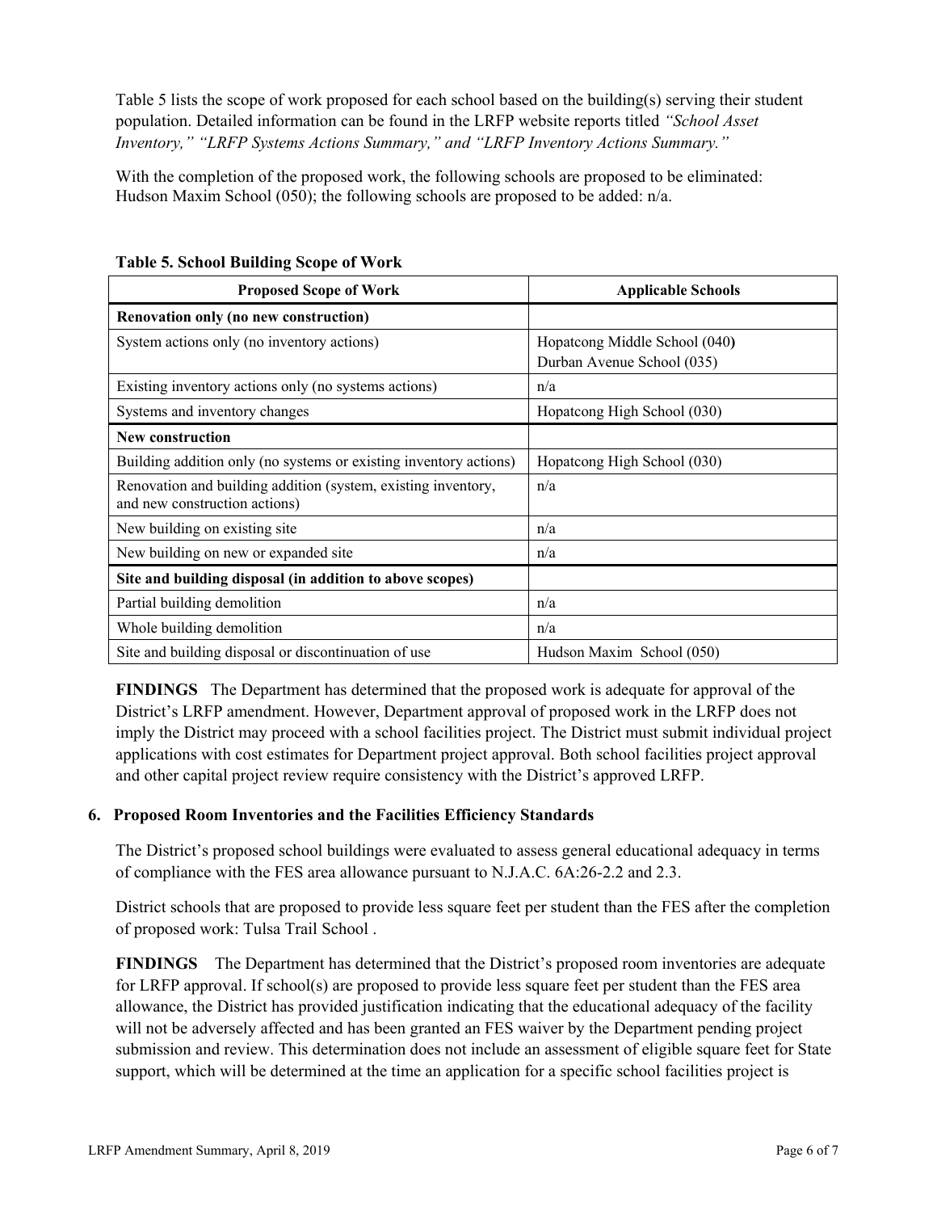Table 5 lists the scope of work proposed for each school based on the building(s) serving their student population. Detailed information can be found in the LRFP website reports titled *"School Asset Inventory," "LRFP Systems Actions Summary," and "LRFP Inventory Actions Summary."*

With the completion of the proposed work, the following schools are proposed to be eliminated: Hudson Maxim School (050); the following schools are proposed to be added: n/a.

**Table 5. School Building Scope of Work**

| Proposed Scope of Work | Applicable Schools |
|---|---|
| **Renovation only (no new construction)** | |
| System actions only (no inventory actions) | Hopatcong Middle School (040) Durban Avenue School (035) |
| Existing inventory actions only (no systems actions) | n/a |
| Systems and inventory changes | Hopatcong High School (030) |
| **New construction** | |
| Building addition only (no systems or existing inventory actions) | Hopatcong High School (030) |
| Renovation and building addition (system, existing inventory, and new construction actions) | n/a |
| New building on existing site | n/a |
| New building on new or expanded site | n/a |
| **Site and building disposal (in addition to above scopes)** | |
| Partial building demolition | n/a |
| Whole building demolition | n/a |
| Site and building disposal or discontinuation of use | Hudson Maxim School (050) |

**FINDINGS** The Department has determined that the proposed work is adequate for approval of the District's LRFP amendment. However, Department approval of proposed work in the LRFP does not imply the District may proceed with a school facilities project. The District must submit individual project applications with cost estimates for Department project approval. Both school facilities project approval and other capital project review require consistency with the District's approved LRFP.

### 6. Proposed Room Inventories and the Facilities Efficiency Standards

The District's proposed school buildings were evaluated to assess general educational adequacy in terms of compliance with the FES area allowance pursuant to N.J.A.C. 6A:26-2.2 and 2.3.

District schools that are proposed to provide less square feet per student than the FES after the completion of proposed work: Tulsa Trail School .

**FINDINGS** The Department has determined that the District's proposed room inventories are adequate for LRFP approval. If school(s) are proposed to provide less square feet per student than the FES area allowance, the District has provided justification indicating that the educational adequacy of the facility will not be adversely affected and has been granted an FES waiver by the Department pending project submission and review. This determination does not include an assessment of eligible square feet for State support, which will be determined at the time an application for a specific school facilities project is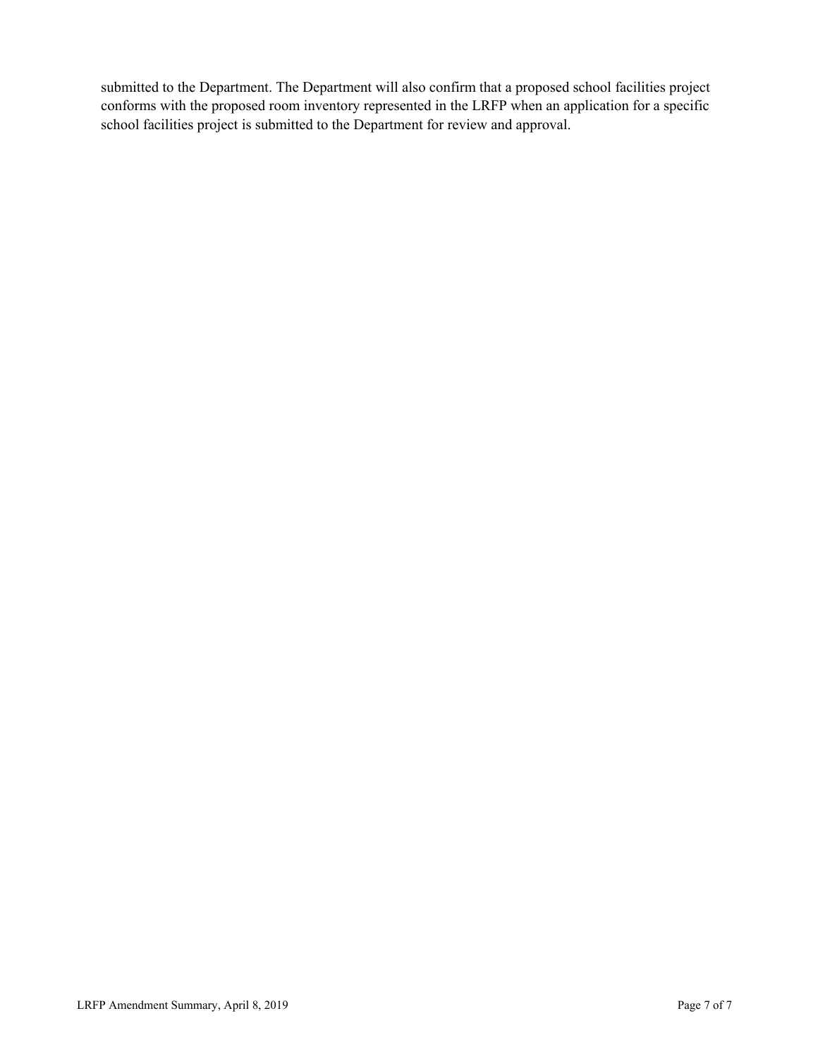submitted to the Department. The Department will also confirm that a proposed school facilities project conforms with the proposed room inventory represented in the LRFP when an application for a specific school facilities project is submitted to the Department for review and approval.